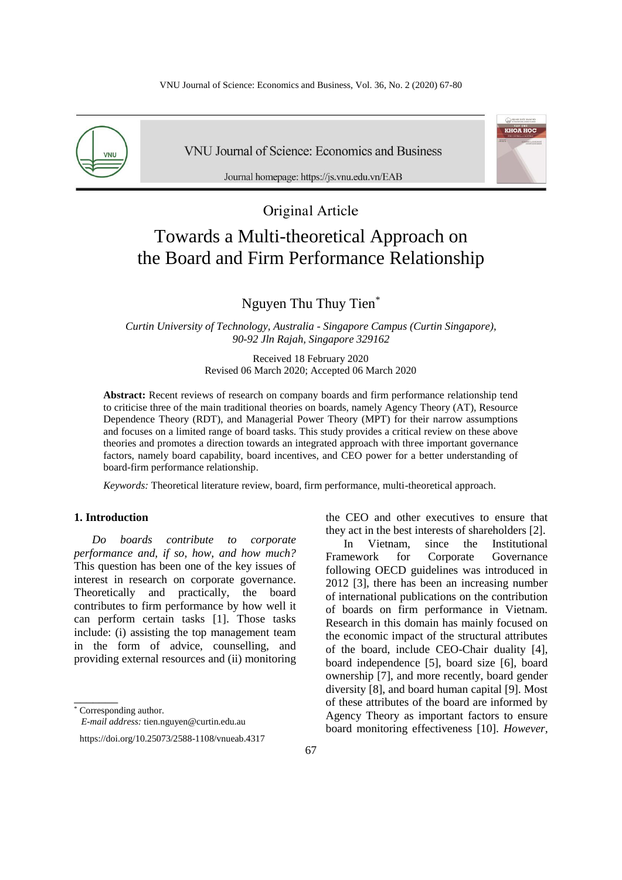Original Article

# Towards a Multi-theoretical Approach on the Board and Firm Performance Relationship

Nguyen Thu Thuy Tien*

*Curtin University of Technology, Australia - Singapore Campus (Curtin Singapore), 90-92 Jln Rajah, Singapore 329162*

Received 18 February 2020
Revised 06 March 2020; Accepted 06 March 2020

**Abstract:** Recent reviews of research on company boards and firm performance relationship tend to criticise three of the main traditional theories on boards, namely Agency Theory (AT), Resource Dependence Theory (RDT), and Managerial Power Theory (MPT) for their narrow assumptions and focuses on a limited range of board tasks. This study provides a critical review on these above theories and promotes a direction towards an integrated approach with three important governance factors, namely board capability, board incentives, and CEO power for a better understanding of board-firm performance relationship.

*Keywords:* Theoretical literature review, board, firm performance, multi-theoretical approach.

## 1. Introduction

*Do boards contribute to corporate performance and, if so, how, and how much?* This question has been one of the key issues of interest in research on corporate governance. Theoretically and practically, the board contributes to firm performance by how well it can perform certain tasks [1]. Those tasks include: (i) assisting the top management team in the form of advice, counselling, and providing external resources and (ii) monitoring the CEO and other executives to ensure that they act in the best interests of shareholders [2].

In Vietnam, since the Institutional Framework for Corporate Governance following OECD guidelines was introduced in 2012 [3], there has been an increasing number of international publications on the contribution of boards on firm performance in Vietnam. Research in this domain has mainly focused on the economic impact of the structural attributes of the board, include CEO-Chair duality [4], board independence [5], board size [6], board ownership [7], and more recently, board gender diversity [8], and board human capital [9]. Most of these attributes of the board are informed by Agency Theory as important factors to ensure board monitoring effectiveness [10]. *However,*

---

* Corresponding author.
*E-mail address:* tien.nguyen@curtin.edu.au

https://doi.org/10.25073/2588-1108/vnueab.4317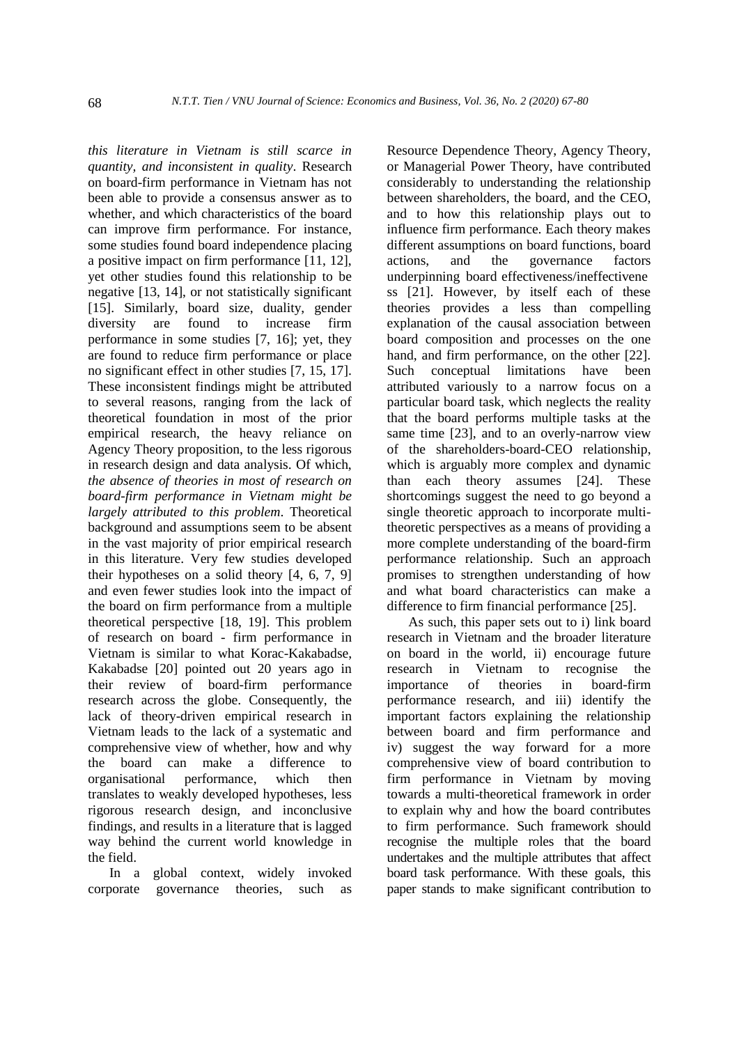*this literature in Vietnam is still scarce in quantity, and inconsistent in quality*. Research on board-firm performance in Vietnam has not been able to provide a consensus answer as to whether, and which characteristics of the board can improve firm performance. For instance, some studies found board independence placing a positive impact on firm performance [11, 12], yet other studies found this relationship to be negative [13, 14], or not statistically significant [15]. Similarly, board size, duality, gender diversity are found to increase firm performance in some studies [7, 16]; yet, they are found to reduce firm performance or place no significant effect in other studies [7, 15, 17]. These inconsistent findings might be attributed to several reasons, ranging from the lack of theoretical foundation in most of the prior empirical research, the heavy reliance on Agency Theory proposition, to the less rigorous in research design and data analysis. Of which, *the absence of theories in most of research on board-firm performance in Vietnam might be largely attributed to this problem*. Theoretical background and assumptions seem to be absent in the vast majority of prior empirical research in this literature. Very few studies developed their hypotheses on a solid theory [4, 6, 7, 9] and even fewer studies look into the impact of the board on firm performance from a multiple theoretical perspective [18, 19]. This problem of research on board - firm performance in Vietnam is similar to what Korac-Kakabadse, Kakabadse [20] pointed out 20 years ago in their review of board-firm performance research across the globe. Consequently, the lack of theory-driven empirical research in Vietnam leads to the lack of a systematic and comprehensive view of whether, how and why the board can make a difference to organisational performance, which then translates to weakly developed hypotheses, less rigorous research design, and inconclusive findings, and results in a literature that is lagged way behind the current world knowledge in the field.

In a global context, widely invoked corporate governance theories, such as Resource Dependence Theory, Agency Theory, or Managerial Power Theory, have contributed considerably to understanding the relationship between shareholders, the board, and the CEO, and to how this relationship plays out to influence firm performance. Each theory makes different assumptions on board functions, board actions, and the governance factors underpinning board effectiveness/ineffectiveness [21]. However, by itself each of these theories provides a less than compelling explanation of the causal association between board composition and processes on the one hand, and firm performance, on the other [22]. Such conceptual limitations have been attributed variously to a narrow focus on a particular board task, which neglects the reality that the board performs multiple tasks at the same time [23], and to an overly-narrow view of the shareholders-board-CEO relationship, which is arguably more complex and dynamic than each theory assumes [24]. These shortcomings suggest the need to go beyond a single theoretic approach to incorporate multi-theoretic perspectives as a means of providing a more complete understanding of the board-firm performance relationship. Such an approach promises to strengthen understanding of how and what board characteristics can make a difference to firm financial performance [25].

As such, this paper sets out to i) link board research in Vietnam and the broader literature on board in the world, ii) encourage future research in Vietnam to recognise the importance of theories in board-firm performance research, and iii) identify the important factors explaining the relationship between board and firm performance and iv) suggest the way forward for a more comprehensive view of board contribution to firm performance in Vietnam by moving towards a multi-theoretical framework in order to explain why and how the board contributes to firm performance. Such framework should recognise the multiple roles that the board undertakes and the multiple attributes that affect board task performance. With these goals, this paper stands to make significant contribution to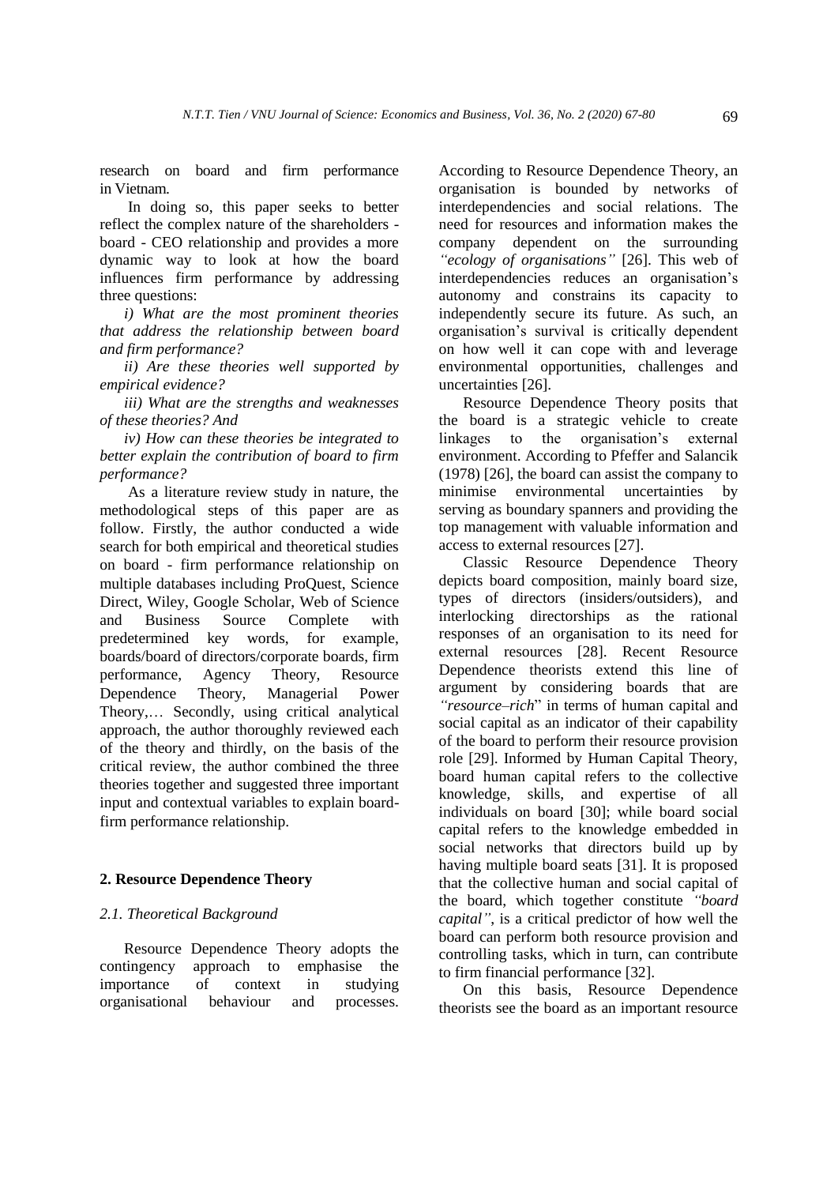research on board and firm performance in Vietnam.

In doing so, this paper seeks to better reflect the complex nature of the shareholders - board - CEO relationship and provides a more dynamic way to look at how the board influences firm performance by addressing three questions:

*i) What are the most prominent theories that address the relationship between board and firm performance?*

*ii) Are these theories well supported by empirical evidence?*

*iii) What are the strengths and weaknesses of these theories? And*

*iv) How can these theories be integrated to better explain the contribution of board to firm performance?*

As a literature review study in nature, the methodological steps of this paper are as follow. Firstly, the author conducted a wide search for both empirical and theoretical studies on board - firm performance relationship on multiple databases including ProQuest, Science Direct, Wiley, Google Scholar, Web of Science and Business Source Complete with predetermined key words, for example, boards/board of directors/corporate boards, firm performance, Agency Theory, Resource Dependence Theory, Managerial Power Theory,… Secondly, using critical analytical approach, the author thoroughly reviewed each of the theory and thirdly, on the basis of the critical review, the author combined the three theories together and suggested three important input and contextual variables to explain board-firm performance relationship.

## 2. Resource Dependence Theory

### *2.1. Theoretical Background*

Resource Dependence Theory adopts the contingency approach to emphasise the importance of context in studying organisational behaviour and processes. According to Resource Dependence Theory, an organisation is bounded by networks of interdependencies and social relations. The need for resources and information makes the company dependent on the surrounding *"ecology of organisations"* [26]. This web of interdependencies reduces an organisation's autonomy and constrains its capacity to independently secure its future. As such, an organisation's survival is critically dependent on how well it can cope with and leverage environmental opportunities, challenges and uncertainties [26].

Resource Dependence Theory posits that the board is a strategic vehicle to create linkages to the organisation's external environment. According to Pfeffer and Salancik (1978) [26], the board can assist the company to minimise environmental uncertainties by serving as boundary spanners and providing the top management with valuable information and access to external resources [27].

Classic Resource Dependence Theory depicts board composition, mainly board size, types of directors (insiders/outsiders), and interlocking directorships as the rational responses of an organisation to its need for external resources [28]. Recent Resource Dependence theorists extend this line of argument by considering boards that are *"resource–rich*" in terms of human capital and social capital as an indicator of their capability of the board to perform their resource provision role [29]. Informed by Human Capital Theory, board human capital refers to the collective knowledge, skills, and expertise of all individuals on board [30]; while board social capital refers to the knowledge embedded in social networks that directors build up by having multiple board seats [31]. It is proposed that the collective human and social capital of the board, which together constitute *"board capital"*, is a critical predictor of how well the board can perform both resource provision and controlling tasks, which in turn, can contribute to firm financial performance [32].

On this basis, Resource Dependence theorists see the board as an important resource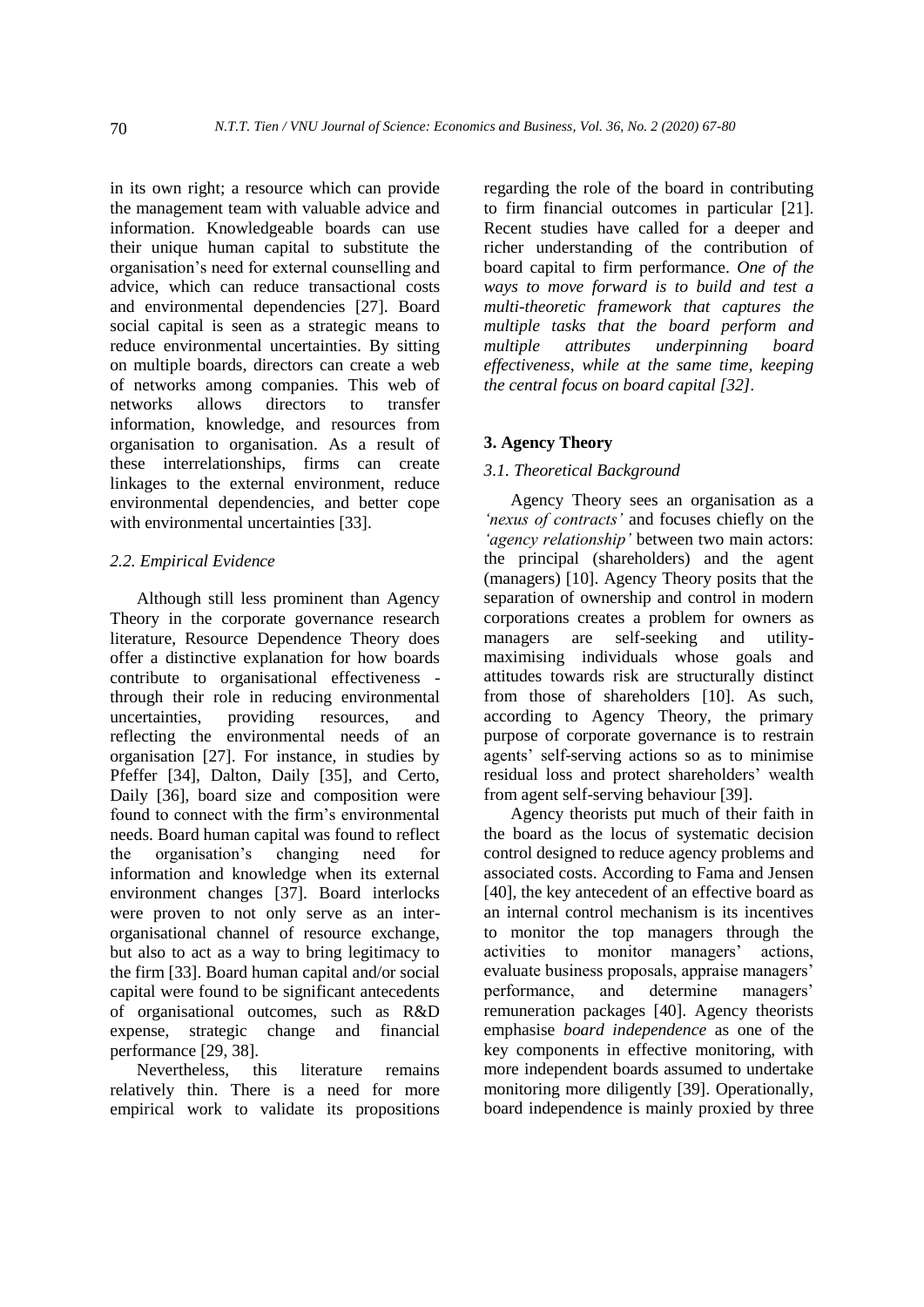in its own right; a resource which can provide the management team with valuable advice and information. Knowledgeable boards can use their unique human capital to substitute the organisation's need for external counselling and advice, which can reduce transactional costs and environmental dependencies [27]. Board social capital is seen as a strategic means to reduce environmental uncertainties. By sitting on multiple boards, directors can create a web of networks among companies. This web of networks allows directors to transfer information, knowledge, and resources from organisation to organisation. As a result of these interrelationships, firms can create linkages to the external environment, reduce environmental dependencies, and better cope with environmental uncertainties [33].

### *2.2. Empirical Evidence*

Although still less prominent than Agency Theory in the corporate governance research literature, Resource Dependence Theory does offer a distinctive explanation for how boards contribute to organisational effectiveness - through their role in reducing environmental uncertainties, providing resources, and reflecting the environmental needs of an organisation [27]. For instance, in studies by Pfeffer [34], Dalton, Daily [35], and Certo, Daily [36], board size and composition were found to connect with the firm's environmental needs. Board human capital was found to reflect the organisation's changing need for information and knowledge when its external environment changes [37]. Board interlocks were proven to not only serve as an inter-organisational channel of resource exchange, but also to act as a way to bring legitimacy to the firm [33]. Board human capital and/or social capital were found to be significant antecedents of organisational outcomes, such as R&D expense, strategic change and financial performance [29, 38].

Nevertheless, this literature remains relatively thin. There is a need for more empirical work to validate its propositions regarding the role of the board in contributing to firm financial outcomes in particular [21]. Recent studies have called for a deeper and richer understanding of the contribution of board capital to firm performance. *One of the ways to move forward is to build and test a multi-theoretic framework that captures the multiple tasks that the board perform and multiple attributes underpinning board effectiveness, while at the same time, keeping the central focus on board capital [32].*

## **3. Agency Theory**

### *3.1. Theoretical Background*

Agency Theory sees an organisation as a *'nexus of contracts'* and focuses chiefly on the *'agency relationship'* between two main actors: the principal (shareholders) and the agent (managers) [10]. Agency Theory posits that the separation of ownership and control in modern corporations creates a problem for owners as managers are self-seeking and utility-maximising individuals whose goals and attitudes towards risk are structurally distinct from those of shareholders [10]. As such, according to Agency Theory, the primary purpose of corporate governance is to restrain agents' self-serving actions so as to minimise residual loss and protect shareholders' wealth from agent self-serving behaviour [39].

Agency theorists put much of their faith in the board as the locus of systematic decision control designed to reduce agency problems and associated costs. According to Fama and Jensen [40], the key antecedent of an effective board as an internal control mechanism is its incentives to monitor the top managers through the activities to monitor managers' actions, evaluate business proposals, appraise managers' performance, and determine managers' remuneration packages [40]. Agency theorists emphasise *board independence* as one of the key components in effective monitoring, with more independent boards assumed to undertake monitoring more diligently [39]. Operationally, board independence is mainly proxied by three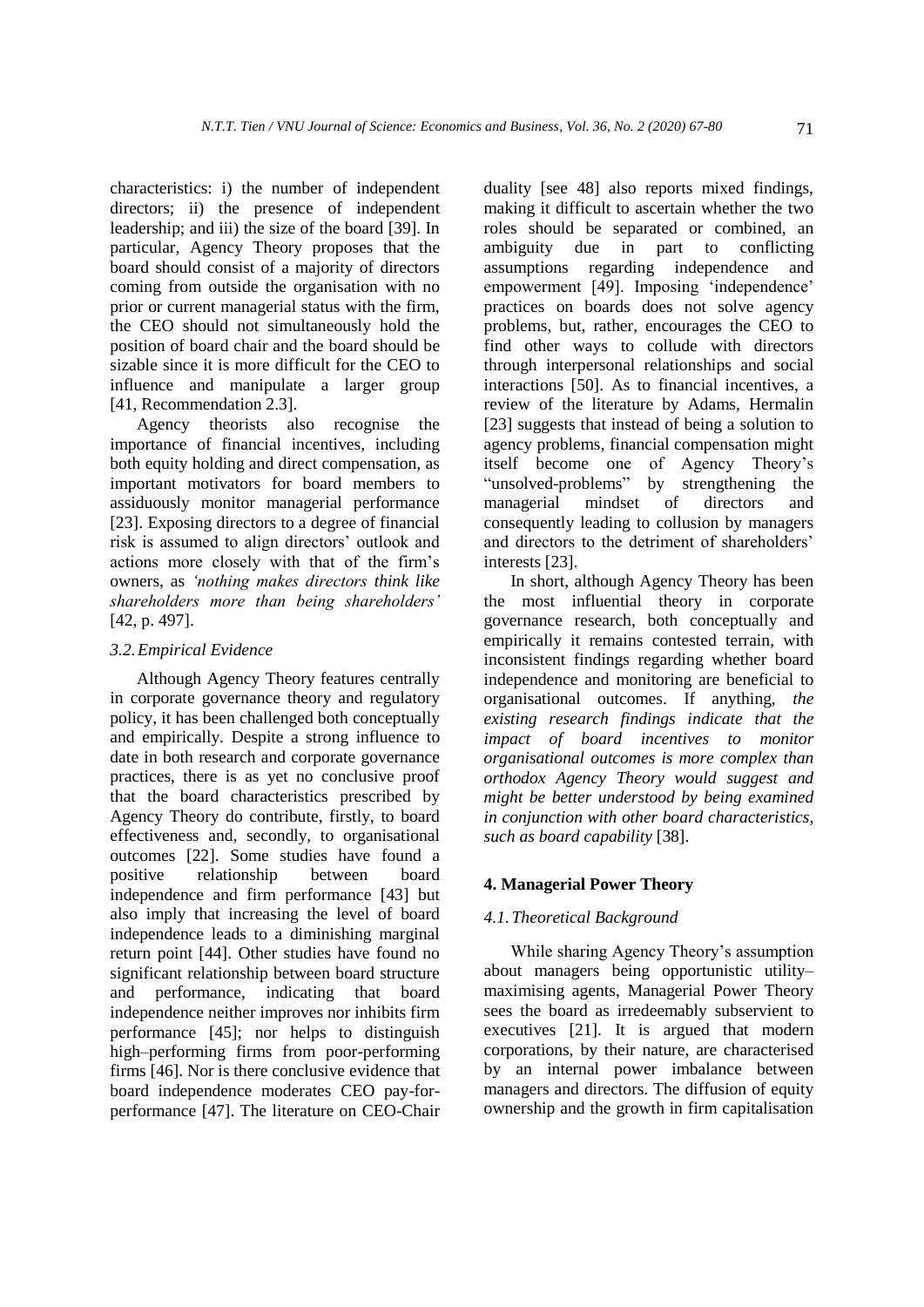characteristics: i) the number of independent directors; ii) the presence of independent leadership; and iii) the size of the board [39]. In particular, Agency Theory proposes that the board should consist of a majority of directors coming from outside the organisation with no prior or current managerial status with the firm, the CEO should not simultaneously hold the position of board chair and the board should be sizable since it is more difficult for the CEO to influence and manipulate a larger group [41, Recommendation 2.3].

Agency theorists also recognise the importance of financial incentives, including both equity holding and direct compensation, as important motivators for board members to assiduously monitor managerial performance [23]. Exposing directors to a degree of financial risk is assumed to align directors' outlook and actions more closely with that of the firm's owners, as *'nothing makes directors think like shareholders more than being shareholders'* [42, p. 497].

### 3.2. Empirical Evidence

Although Agency Theory features centrally in corporate governance theory and regulatory policy, it has been challenged both conceptually and empirically. Despite a strong influence to date in both research and corporate governance practices, there is as yet no conclusive proof that the board characteristics prescribed by Agency Theory do contribute, firstly, to board effectiveness and, secondly, to organisational outcomes [22]. Some studies have found a positive relationship between board independence and firm performance [43] but also imply that increasing the level of board independence leads to a diminishing marginal return point [44]. Other studies have found no significant relationship between board structure and performance, indicating that board independence neither improves nor inhibits firm performance [45]; nor helps to distinguish high–performing firms from poor-performing firms [46]. Nor is there conclusive evidence that board independence moderates CEO pay-for-performance [47]. The literature on CEO-Chair duality [see 48] also reports mixed findings, making it difficult to ascertain whether the two roles should be separated or combined, an ambiguity due in part to conflicting assumptions regarding independence and empowerment [49]. Imposing 'independence' practices on boards does not solve agency problems, but, rather, encourages the CEO to find other ways to collude with directors through interpersonal relationships and social interactions [50]. As to financial incentives, a review of the literature by Adams, Hermalin [23] suggests that instead of being a solution to agency problems, financial compensation might itself become one of Agency Theory's "unsolved-problems" by strengthening the managerial mindset of directors and consequently leading to collusion by managers and directors to the detriment of shareholders' interests [23].

In short, although Agency Theory has been the most influential theory in corporate governance research, both conceptually and empirically it remains contested terrain, with inconsistent findings regarding whether board independence and monitoring are beneficial to organisational outcomes. If anything, *the existing research findings indicate that the impact of board incentives to monitor organisational outcomes is more complex than orthodox Agency Theory would suggest and might be better understood by being examined in conjunction with other board characteristics, such as board capability* [38].

## 4. Managerial Power Theory

### 4.1. Theoretical Background

While sharing Agency Theory's assumption about managers being opportunistic utility–maximising agents, Managerial Power Theory sees the board as irredeemably subservient to executives [21]. It is argued that modern corporations, by their nature, are characterised by an internal power imbalance between managers and directors. The diffusion of equity ownership and the growth in firm capitalisation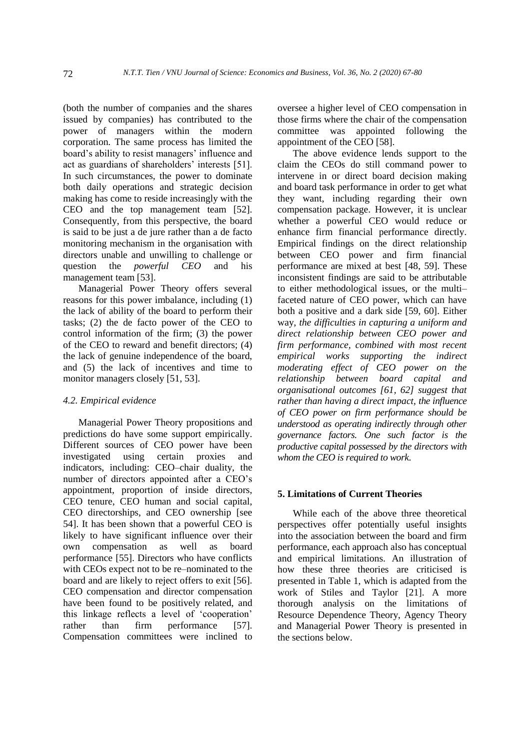(both the number of companies and the shares issued by companies) has contributed to the power of managers within the modern corporation. The same process has limited the board's ability to resist managers' influence and act as guardians of shareholders' interests [51]. In such circumstances, the power to dominate both daily operations and strategic decision making has come to reside increasingly with the CEO and the top management team [52]. Consequently, from this perspective, the board is said to be just a de jure rather than a de facto monitoring mechanism in the organisation with directors unable and unwilling to challenge or question the *powerful CEO* and his management team [53].

Managerial Power Theory offers several reasons for this power imbalance, including (1) the lack of ability of the board to perform their tasks; (2) the de facto power of the CEO to control information of the firm; (3) the power of the CEO to reward and benefit directors; (4) the lack of genuine independence of the board, and (5) the lack of incentives and time to monitor managers closely [51, 53].

### 4.2. Empirical evidence

Managerial Power Theory propositions and predictions do have some support empirically. Different sources of CEO power have been investigated using certain proxies and indicators, including: CEO–chair duality, the number of directors appointed after a CEO's appointment, proportion of inside directors, CEO tenure, CEO human and social capital, CEO directorships, and CEO ownership [see 54]. It has been shown that a powerful CEO is likely to have significant influence over their own compensation as well as board performance [55]. Directors who have conflicts with CEOs expect not to be re–nominated to the board and are likely to reject offers to exit [56]. CEO compensation and director compensation have been found to be positively related, and this linkage reflects a level of 'cooperation' rather than firm performance [57]. Compensation committees were inclined to oversee a higher level of CEO compensation in those firms where the chair of the compensation committee was appointed following the appointment of the CEO [58].

The above evidence lends support to the claim the CEOs do still command power to intervene in or direct board decision making and board task performance in order to get what they want, including regarding their own compensation package. However, it is unclear whether a powerful CEO would reduce or enhance firm financial performance directly. Empirical findings on the direct relationship between CEO power and firm financial performance are mixed at best [48, 59]. These inconsistent findings are said to be attributable to either methodological issues, or the multi–faceted nature of CEO power, which can have both a positive and a dark side [59, 60]. Either way, *the difficulties in capturing a uniform and direct relationship between CEO power and firm performance, combined with most recent empirical works supporting the indirect moderating effect of CEO power on the relationship between board capital and organisational outcomes [61, 62] suggest that rather than having a direct impact, the influence of CEO power on firm performance should be understood as operating indirectly through other governance factors. One such factor is the productive capital possessed by the directors with whom the CEO is required to work.*

## 5. Limitations of Current Theories

While each of the above three theoretical perspectives offer potentially useful insights into the association between the board and firm performance, each approach also has conceptual and empirical limitations. An illustration of how these three theories are criticised is presented in Table 1, which is adapted from the work of Stiles and Taylor [21]. A more thorough analysis on the limitations of Resource Dependence Theory, Agency Theory and Managerial Power Theory is presented in the sections below.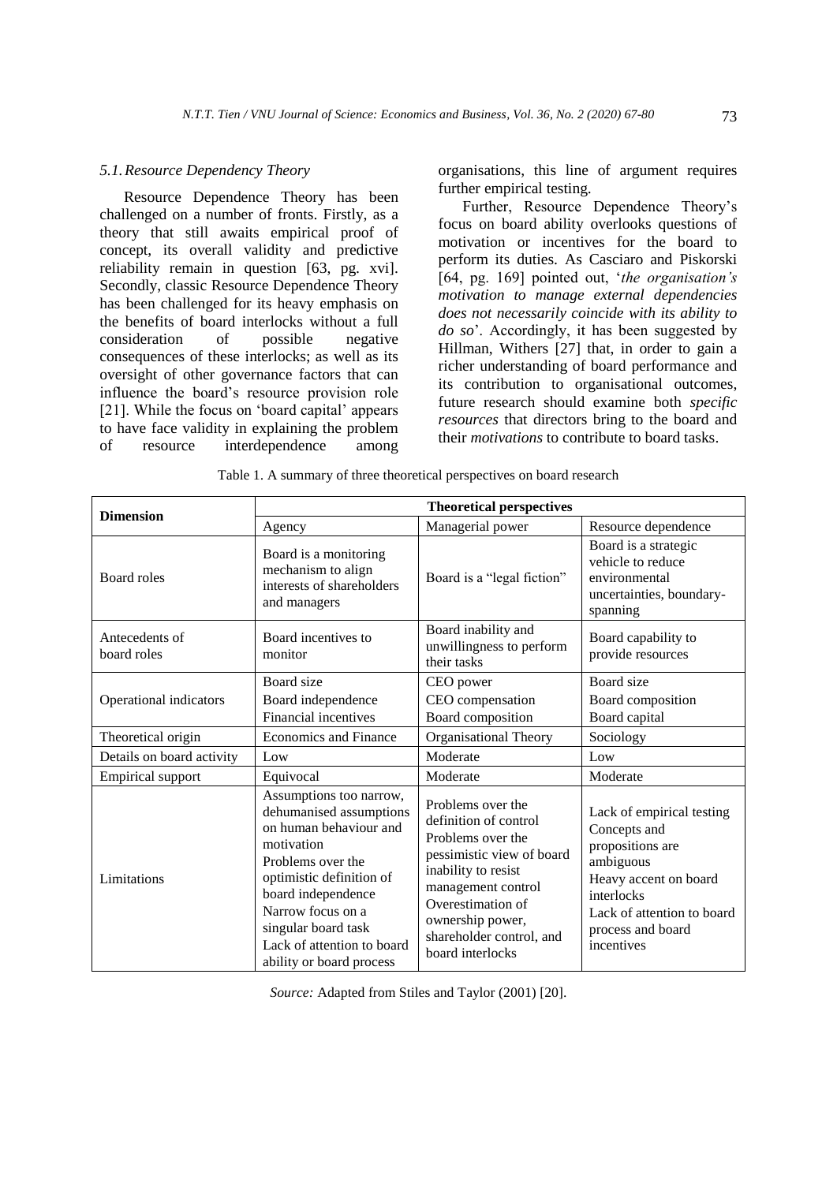### 5.1. Resource Dependency Theory

Resource Dependence Theory has been challenged on a number of fronts. Firstly, as a theory that still awaits empirical proof of concept, its overall validity and predictive reliability remain in question [63, pg. xvi]. Secondly, classic Resource Dependence Theory has been challenged for its heavy emphasis on the benefits of board interlocks without a full consideration of possible negative consequences of these interlocks; as well as its oversight of other governance factors that can influence the board's resource provision role [21]. While the focus on 'board capital' appears to have face validity in explaining the problem of resource interdependence among organisations, this line of argument requires further empirical testing.

Further, Resource Dependence Theory's focus on board ability overlooks questions of motivation or incentives for the board to perform its duties. As Casciaro and Piskorski [64, pg. 169] pointed out, '*the organisation's motivation to manage external dependencies does not necessarily coincide with its ability to do so*'. Accordingly, it has been suggested by Hillman, Withers [27] that, in order to gain a richer understanding of board performance and its contribution to organisational outcomes, future research should examine both *specific resources* that directors bring to the board and their *motivations* to contribute to board tasks.

Table 1. A summary of three theoretical perspectives on board research

| Dimension | Theoretical perspectives | | |
|---|---|---|---|
| | Agency | Managerial power | Resource dependence |
| Board roles | Board is a monitoring mechanism to align interests of shareholders and managers | Board is a "legal fiction" | Board is a strategic vehicle to reduce environmental uncertainties, boundary-spanning |
| Antecedents of board roles | Board incentives to monitor | Board inability and unwillingness to perform their tasks | Board capability to provide resources |
| Operational indicators | Board size<br>Board independence<br>Financial incentives | CEO power<br>CEO compensation<br>Board composition | Board size<br>Board composition<br>Board capital |
| Theoretical origin | Economics and Finance | Organisational Theory | Sociology |
| Details on board activity | Low | Moderate | Low |
| Empirical support | Equivocal | Moderate | Moderate |
| Limitations | Assumptions too narrow, dehumanised assumptions on human behaviour and motivation<br>Problems over the optimistic definition of board independence<br>Narrow focus on a singular board task<br>Lack of attention to board ability or board process | Problems over the definition of control<br>Problems over the pessimistic view of board inability to resist management control<br>Overestimation of ownership power, shareholder control, and board interlocks | Lack of empirical testing<br>Concepts and propositions are ambiguous<br>Heavy accent on board interlocks<br>Lack of attention to board process and board incentives |

*Source:* Adapted from Stiles and Taylor (2001) [20].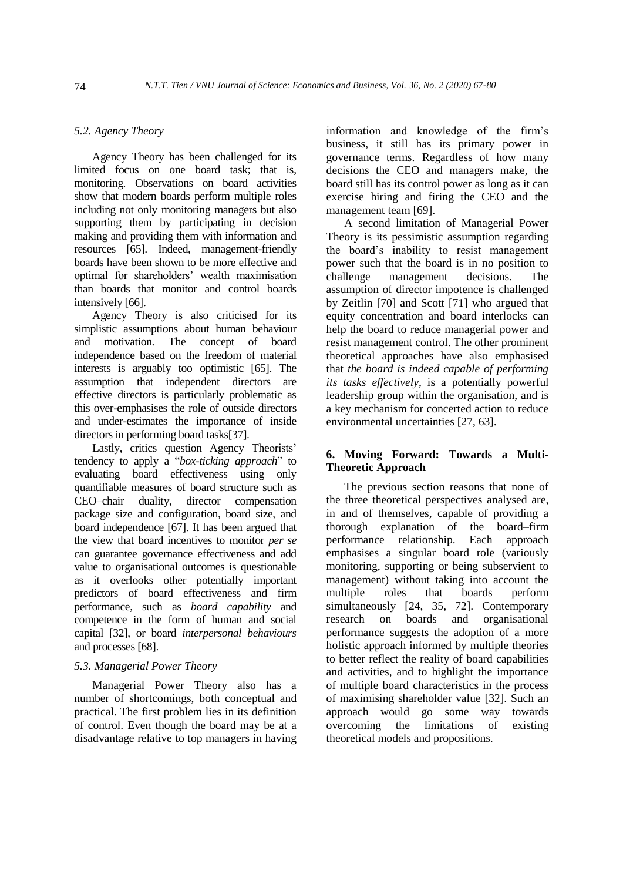### 5.2. Agency Theory

Agency Theory has been challenged for its limited focus on one board task; that is, monitoring. Observations on board activities show that modern boards perform multiple roles including not only monitoring managers but also supporting them by participating in decision making and providing them with information and resources [65]. Indeed, management-friendly boards have been shown to be more effective and optimal for shareholders' wealth maximisation than boards that monitor and control boards intensively [66].

Agency Theory is also criticised for its simplistic assumptions about human behaviour and motivation. The concept of board independence based on the freedom of material interests is arguably too optimistic [65]. The assumption that independent directors are effective directors is particularly problematic as this over-emphasises the role of outside directors and under-estimates the importance of inside directors in performing board tasks[37].

Lastly, critics question Agency Theorists' tendency to apply a "*box-ticking approach*" to evaluating board effectiveness using only quantifiable measures of board structure such as CEO–chair duality, director compensation package size and configuration, board size, and board independence [67]. It has been argued that the view that board incentives to monitor *per se* can guarantee governance effectiveness and add value to organisational outcomes is questionable as it overlooks other potentially important predictors of board effectiveness and firm performance, such as *board capability* and competence in the form of human and social capital [32], or board *interpersonal behaviours* and processes [68].

### 5.3. Managerial Power Theory

Managerial Power Theory also has a number of shortcomings, both conceptual and practical. The first problem lies in its definition of control. Even though the board may be at a disadvantage relative to top managers in having information and knowledge of the firm's business, it still has its primary power in governance terms. Regardless of how many decisions the CEO and managers make, the board still has its control power as long as it can exercise hiring and firing the CEO and the management team [69].

A second limitation of Managerial Power Theory is its pessimistic assumption regarding the board's inability to resist management power such that the board is in no position to challenge management decisions. The assumption of director impotence is challenged by Zeitlin [70] and Scott [71] who argued that equity concentration and board interlocks can help the board to reduce managerial power and resist management control. The other prominent theoretical approaches have also emphasised that *the board is indeed capable of performing its tasks effectively*, is a potentially powerful leadership group within the organisation, and is a key mechanism for concerted action to reduce environmental uncertainties [27, 63].

## 6. Moving Forward: Towards a Multi-Theoretic Approach

The previous section reasons that none of the three theoretical perspectives analysed are, in and of themselves, capable of providing a thorough explanation of the board–firm performance relationship. Each approach emphasises a singular board role (variously monitoring, supporting or being subservient to management) without taking into account the multiple roles that boards perform simultaneously [24, 35, 72]. Contemporary research on boards and organisational performance suggests the adoption of a more holistic approach informed by multiple theories to better reflect the reality of board capabilities and activities, and to highlight the importance of multiple board characteristics in the process of maximising shareholder value [32]. Such an approach would go some way towards overcoming the limitations of existing theoretical models and propositions.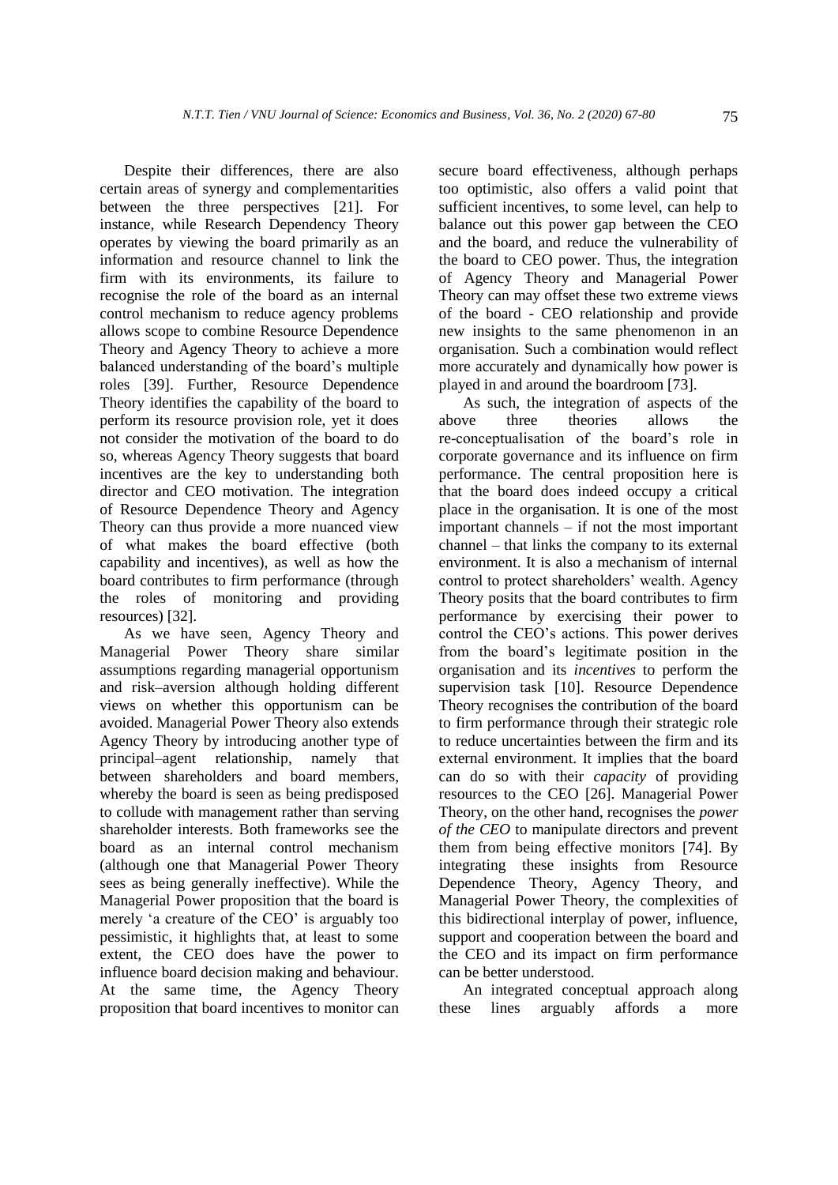Despite their differences, there are also certain areas of synergy and complementarities between the three perspectives [21]. For instance, while Research Dependency Theory operates by viewing the board primarily as an information and resource channel to link the firm with its environments, its failure to recognise the role of the board as an internal control mechanism to reduce agency problems allows scope to combine Resource Dependence Theory and Agency Theory to achieve a more balanced understanding of the board's multiple roles [39]. Further, Resource Dependence Theory identifies the capability of the board to perform its resource provision role, yet it does not consider the motivation of the board to do so, whereas Agency Theory suggests that board incentives are the key to understanding both director and CEO motivation. The integration of Resource Dependence Theory and Agency Theory can thus provide a more nuanced view of what makes the board effective (both capability and incentives), as well as how the board contributes to firm performance (through the roles of monitoring and providing resources) [32].

As we have seen, Agency Theory and Managerial Power Theory share similar assumptions regarding managerial opportunism and risk–aversion although holding different views on whether this opportunism can be avoided. Managerial Power Theory also extends Agency Theory by introducing another type of principal–agent relationship, namely that between shareholders and board members, whereby the board is seen as being predisposed to collude with management rather than serving shareholder interests. Both frameworks see the board as an internal control mechanism (although one that Managerial Power Theory sees as being generally ineffective). While the Managerial Power proposition that the board is merely 'a creature of the CEO' is arguably too pessimistic, it highlights that, at least to some extent, the CEO does have the power to influence board decision making and behaviour. At the same time, the Agency Theory proposition that board incentives to monitor can secure board effectiveness, although perhaps too optimistic, also offers a valid point that sufficient incentives, to some level, can help to balance out this power gap between the CEO and the board, and reduce the vulnerability of the board to CEO power. Thus, the integration of Agency Theory and Managerial Power Theory can may offset these two extreme views of the board - CEO relationship and provide new insights to the same phenomenon in an organisation. Such a combination would reflect more accurately and dynamically how power is played in and around the boardroom [73].

As such, the integration of aspects of the above three theories allows the re-conceptualisation of the board's role in corporate governance and its influence on firm performance. The central proposition here is that the board does indeed occupy a critical place in the organisation. It is one of the most important channels – if not the most important channel – that links the company to its external environment. It is also a mechanism of internal control to protect shareholders' wealth. Agency Theory posits that the board contributes to firm performance by exercising their power to control the CEO's actions. This power derives from the board's legitimate position in the organisation and its *incentives* to perform the supervision task [10]. Resource Dependence Theory recognises the contribution of the board to firm performance through their strategic role to reduce uncertainties between the firm and its external environment. It implies that the board can do so with their *capacity* of providing resources to the CEO [26]. Managerial Power Theory, on the other hand, recognises the *power of the CEO* to manipulate directors and prevent them from being effective monitors [74]. By integrating these insights from Resource Dependence Theory, Agency Theory, and Managerial Power Theory, the complexities of this bidirectional interplay of power, influence, support and cooperation between the board and the CEO and its impact on firm performance can be better understood.

An integrated conceptual approach along these lines arguably affords a more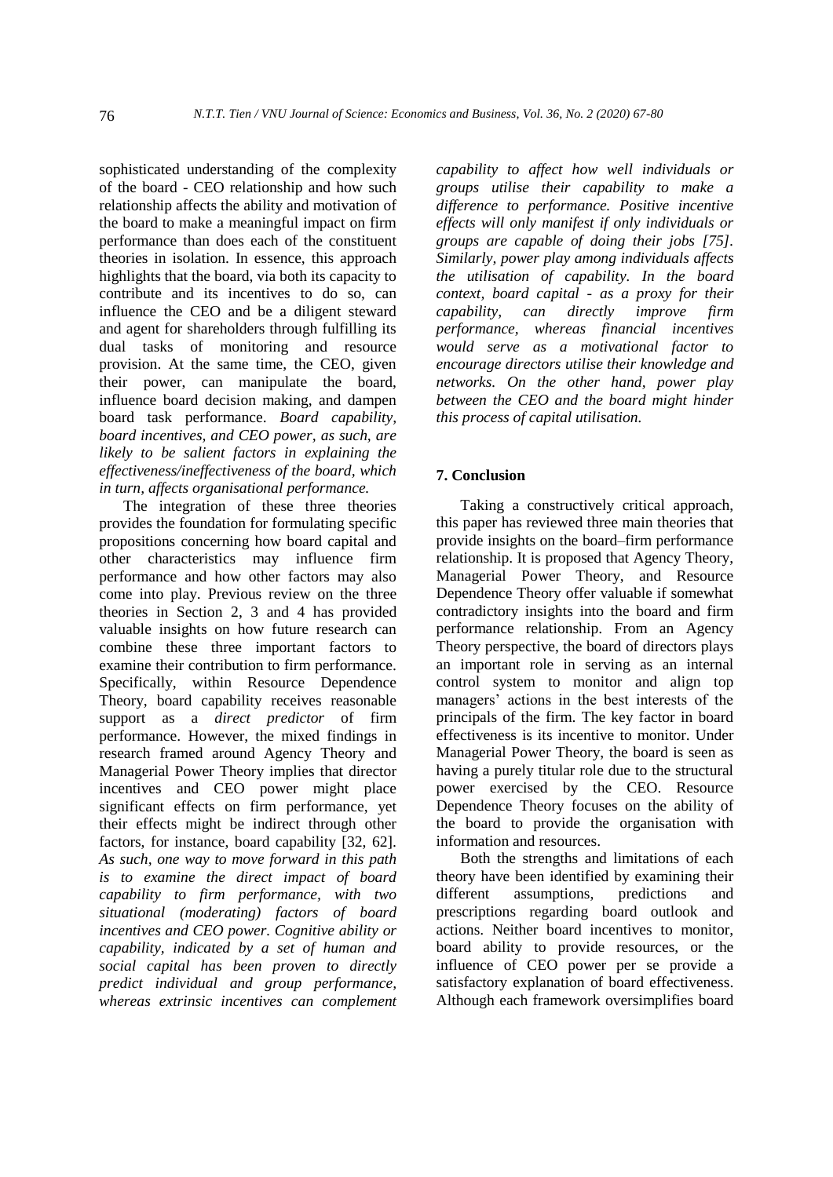sophisticated understanding of the complexity of the board - CEO relationship and how such relationship affects the ability and motivation of the board to make a meaningful impact on firm performance than does each of the constituent theories in isolation. In essence, this approach highlights that the board, via both its capacity to contribute and its incentives to do so, can influence the CEO and be a diligent steward and agent for shareholders through fulfilling its dual tasks of monitoring and resource provision. At the same time, the CEO, given their power, can manipulate the board, influence board decision making, and dampen board task performance. *Board capability, board incentives, and CEO power, as such, are likely to be salient factors in explaining the effectiveness/ineffectiveness of the board, which in turn, affects organisational performance.*

The integration of these three theories provides the foundation for formulating specific propositions concerning how board capital and other characteristics may influence firm performance and how other factors may also come into play. Previous review on the three theories in Section 2, 3 and 4 has provided valuable insights on how future research can combine these three important factors to examine their contribution to firm performance. Specifically, within Resource Dependence Theory, board capability receives reasonable support as a *direct predictor* of firm performance. However, the mixed findings in research framed around Agency Theory and Managerial Power Theory implies that director incentives and CEO power might place significant effects on firm performance, yet their effects might be indirect through other factors, for instance, board capability [32, 62]. *As such, one way to move forward in this path is to examine the direct impact of board capability to firm performance, with two situational (moderating) factors of board incentives and CEO power. Cognitive ability or capability, indicated by a set of human and social capital has been proven to directly predict individual and group performance, whereas extrinsic incentives can complement capability to affect how well individuals or groups utilise their capability to make a difference to performance. Positive incentive effects will only manifest if only individuals or groups are capable of doing their jobs [75]. Similarly, power play among individuals affects the utilisation of capability. In the board context, board capital - as a proxy for their capability, can directly improve firm performance, whereas financial incentives would serve as a motivational factor to encourage directors utilise their knowledge and networks. On the other hand, power play between the CEO and the board might hinder this process of capital utilisation.*

## 7. Conclusion

Taking a constructively critical approach, this paper has reviewed three main theories that provide insights on the board–firm performance relationship. It is proposed that Agency Theory, Managerial Power Theory, and Resource Dependence Theory offer valuable if somewhat contradictory insights into the board and firm performance relationship. From an Agency Theory perspective, the board of directors plays an important role in serving as an internal control system to monitor and align top managers' actions in the best interests of the principals of the firm. The key factor in board effectiveness is its incentive to monitor. Under Managerial Power Theory, the board is seen as having a purely titular role due to the structural power exercised by the CEO. Resource Dependence Theory focuses on the ability of the board to provide the organisation with information and resources.

Both the strengths and limitations of each theory have been identified by examining their different assumptions, predictions and prescriptions regarding board outlook and actions. Neither board incentives to monitor, board ability to provide resources, or the influence of CEO power per se provide a satisfactory explanation of board effectiveness. Although each framework oversimplifies board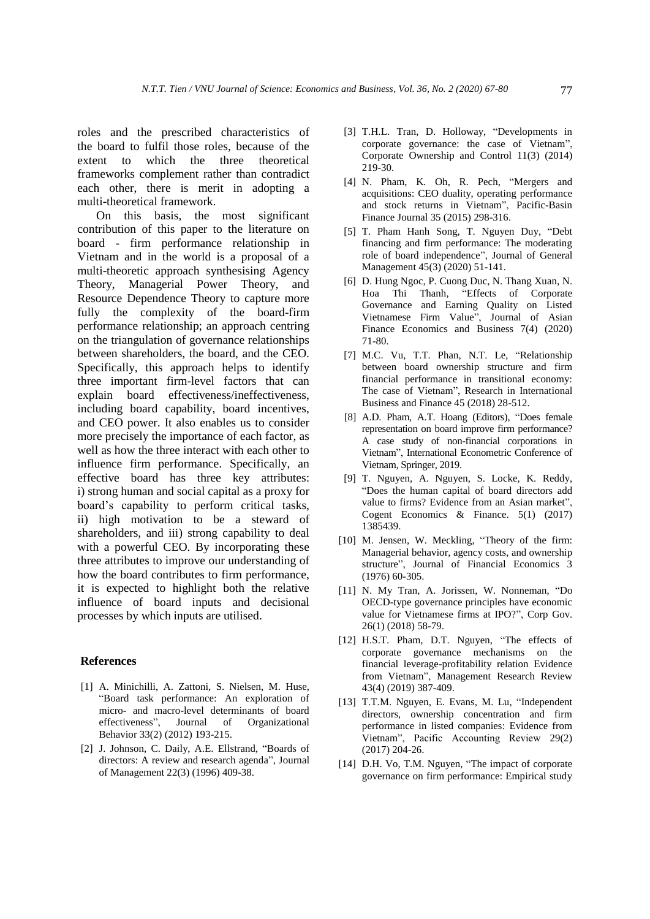roles and the prescribed characteristics of the board to fulfil those roles, because of the extent to which the three theoretical frameworks complement rather than contradict each other, there is merit in adopting a multi-theoretical framework.

On this basis, the most significant contribution of this paper to the literature on board - firm performance relationship in Vietnam and in the world is a proposal of a multi-theoretic approach synthesising Agency Theory, Managerial Power Theory, and Resource Dependence Theory to capture more fully the complexity of the board-firm performance relationship; an approach centring on the triangulation of governance relationships between shareholders, the board, and the CEO. Specifically, this approach helps to identify three important firm-level factors that can explain board effectiveness/ineffectiveness, including board capability, board incentives, and CEO power. It also enables us to consider more precisely the importance of each factor, as well as how the three interact with each other to influence firm performance. Specifically, an effective board has three key attributes: i) strong human and social capital as a proxy for board's capability to perform critical tasks, ii) high motivation to be a steward of shareholders, and iii) strong capability to deal with a powerful CEO. By incorporating these three attributes to improve our understanding of how the board contributes to firm performance, it is expected to highlight both the relative influence of board inputs and decisional processes by which inputs are utilised.

## References

[1] A. Minichilli, A. Zattoni, S. Nielsen, M. Huse, "Board task performance: An exploration of micro- and macro-level determinants of board effectiveness", Journal of Organizational Behavior 33(2) (2012) 193-215.

[2] J. Johnson, C. Daily, A.E. Ellstrand, "Boards of directors: A review and research agenda", Journal of Management 22(3) (1996) 409-38.

[3] T.H.L. Tran, D. Holloway, "Developments in corporate governance: the case of Vietnam", Corporate Ownership and Control 11(3) (2014) 219-30.

[4] N. Pham, K. Oh, R. Pech, "Mergers and acquisitions: CEO duality, operating performance and stock returns in Vietnam", Pacific-Basin Finance Journal 35 (2015) 298-316.

[5] T. Pham Hanh Song, T. Nguyen Duy, "Debt financing and firm performance: The moderating role of board independence", Journal of General Management 45(3) (2020) 51-141.

[6] D. Hung Ngoc, P. Cuong Duc, N. Thang Xuan, N. Hoa Thi Thanh, "Effects of Corporate Governance and Earning Quality on Listed Vietnamese Firm Value", Journal of Asian Finance Economics and Business 7(4) (2020) 71-80.

[7] M.C. Vu, T.T. Phan, N.T. Le, "Relationship between board ownership structure and firm financial performance in transitional economy: The case of Vietnam", Research in International Business and Finance 45 (2018) 28-512.

[8] A.D. Pham, A.T. Hoang (Editors), "Does female representation on board improve firm performance? A case study of non-financial corporations in Vietnam", International Econometric Conference of Vietnam, Springer, 2019.

[9] T. Nguyen, A. Nguyen, S. Locke, K. Reddy, "Does the human capital of board directors add value to firms? Evidence from an Asian market", Cogent Economics & Finance. 5(1) (2017) 1385439.

[10] M. Jensen, W. Meckling, "Theory of the firm: Managerial behavior, agency costs, and ownership structure", Journal of Financial Economics 3 (1976) 60-305.

[11] N. My Tran, A. Jorissen, W. Nonneman, "Do OECD-type governance principles have economic value for Vietnamese firms at IPO?", Corp Gov. 26(1) (2018) 58-79.

[12] H.S.T. Pham, D.T. Nguyen, "The effects of corporate governance mechanisms on the financial leverage-profitability relation Evidence from Vietnam", Management Research Review 43(4) (2019) 387-409.

[13] T.T.M. Nguyen, E. Evans, M. Lu, "Independent directors, ownership concentration and firm performance in listed companies: Evidence from Vietnam", Pacific Accounting Review 29(2) (2017) 204-26.

[14] D.H. Vo, T.M. Nguyen, "The impact of corporate governance on firm performance: Empirical study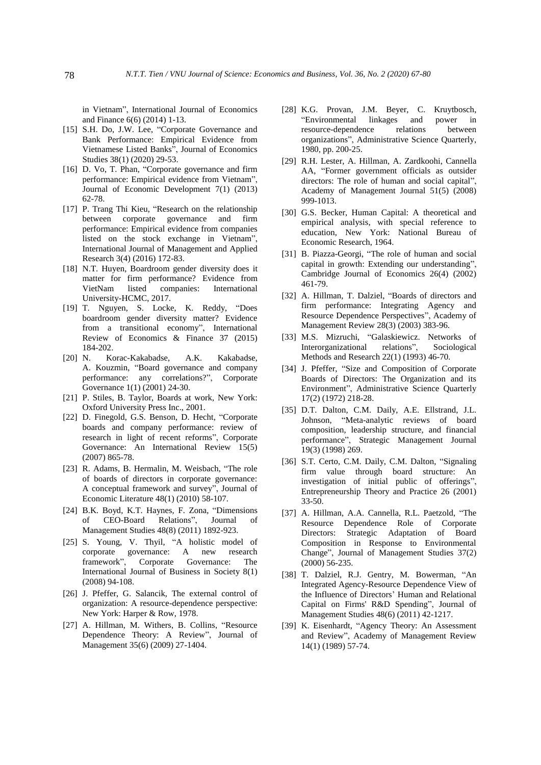in Vietnam", International Journal of Economics and Finance 6(6) (2014) 1-13.

[15] S.H. Do, J.W. Lee, "Corporate Governance and Bank Performance: Empirical Evidence from Vietnamese Listed Banks", Journal of Economics Studies 38(1) (2020) 29-53.

[16] D. Vo, T. Phan, "Corporate governance and firm performance: Empirical evidence from Vietnam", Journal of Economic Development 7(1) (2013) 62-78.

[17] P. Trang Thi Kieu, "Research on the relationship between corporate governance and firm performance: Empirical evidence from companies listed on the stock exchange in Vietnam", International Journal of Management and Applied Research 3(4) (2016) 172-83.

[18] N.T. Huyen, Boardroom gender diversity does it matter for firm performance? Evidence from VietNam listed companies: International University-HCMC, 2017.

[19] T. Nguyen, S. Locke, K. Reddy, "Does boardroom gender diversity matter? Evidence from a transitional economy", International Review of Economics & Finance 37 (2015) 184-202.

[20] N. Korac-Kakabadse, A.K. Kakabadse, A. Kouzmin, "Board governance and company performance: any correlations?", Corporate Governance 1(1) (2001) 24-30.

[21] P. Stiles, B. Taylor, Boards at work, New York: Oxford University Press Inc., 2001.

[22] D. Finegold, G.S. Benson, D. Hecht, "Corporate boards and company performance: review of research in light of recent reforms", Corporate Governance: An International Review 15(5) (2007) 865-78.

[23] R. Adams, B. Hermalin, M. Weisbach, "The role of boards of directors in corporate governance: A conceptual framework and survey", Journal of Economic Literature 48(1) (2010) 58-107.

[24] B.K. Boyd, K.T. Haynes, F. Zona, "Dimensions of CEO-Board Relations", Journal of Management Studies 48(8) (2011) 1892-923.

[25] S. Young, V. Thyil, "A holistic model of corporate governance: A new research framework", Corporate Governance: The International Journal of Business in Society 8(1) (2008) 94-108.

[26] J. Pfeffer, G. Salancik, The external control of organization: A resource-dependence perspective: New York: Harper & Row, 1978.

[27] A. Hillman, M. Withers, B. Collins, "Resource Dependence Theory: A Review", Journal of Management 35(6) (2009) 27-1404.

[28] K.G. Provan, J.M. Beyer, C. Kruytbosch, "Environmental linkages and power in resource-dependence relations between organizations", Administrative Science Quarterly, 1980, pp. 200-25.

[29] R.H. Lester, A. Hillman, A. Zardkoohi, Cannella AA, "Former government officials as outsider directors: The role of human and social capital", Academy of Management Journal 51(5) (2008) 999-1013.

[30] G.S. Becker, Human Capital: A theoretical and empirical analysis, with special reference to education, New York: National Bureau of Economic Research, 1964.

[31] B. Piazza-Georgi, "The role of human and social capital in growth: Extending our understanding", Cambridge Journal of Economics 26(4) (2002) 461-79.

[32] A. Hillman, T. Dalziel, "Boards of directors and firm performance: Integrating Agency and Resource Dependence Perspectives", Academy of Management Review 28(3) (2003) 383-96.

[33] M.S. Mizruchi, "Galaskiewicz. Networks of Interorganizational relations", Sociological Methods and Research 22(1) (1993) 46-70.

[34] J. Pfeffer, "Size and Composition of Corporate Boards of Directors: The Organization and its Environment", Administrative Science Quarterly 17(2) (1972) 218-28.

[35] D.T. Dalton, C.M. Daily, A.E. Ellstrand, J.L. Johnson, "Meta-analytic reviews of board composition, leadership structure, and financial performance", Strategic Management Journal 19(3) (1998) 269.

[36] S.T. Certo, C.M. Daily, C.M. Dalton, "Signaling firm value through board structure: An investigation of initial public of offerings", Entrepreneurship Theory and Practice 26 (2001) 33-50.

[37] A. Hillman, A.A. Cannella, R.L. Paetzold, "The Resource Dependence Role of Corporate Directors: Strategic Adaptation of Board Composition in Response to Environmental Change", Journal of Management Studies 37(2) (2000) 56-235.

[38] T. Dalziel, R.J. Gentry, M. Bowerman, "An Integrated Agency-Resource Dependence View of the Influence of Directors' Human and Relational Capital on Firms' R&D Spending", Journal of Management Studies 48(6) (2011) 42-1217.

[39] K. Eisenhardt, "Agency Theory: An Assessment and Review", Academy of Management Review 14(1) (1989) 57-74.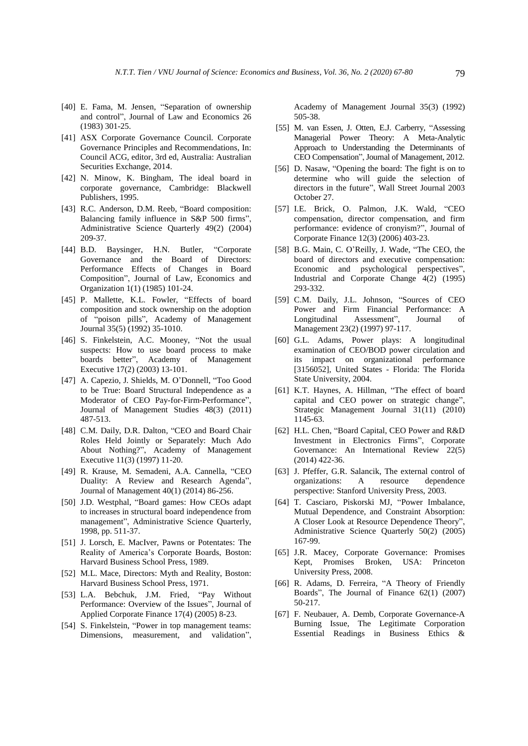[40] E. Fama, M. Jensen, "Separation of ownership and control", Journal of Law and Economics 26 (1983) 301-25.

[41] ASX Corporate Governance Council. Corporate Governance Principles and Recommendations, In: Council ACG, editor, 3rd ed, Australia: Australian Securities Exchange, 2014.

[42] N. Minow, K. Bingham, The ideal board in corporate governance, Cambridge: Blackwell Publishers, 1995.

[43] R.C. Anderson, D.M. Reeb, "Board composition: Balancing family influence in S&P 500 firms", Administrative Science Quarterly 49(2) (2004) 209-37.

[44] B.D. Baysinger, H.N. Butler, "Corporate Governance and the Board of Directors: Performance Effects of Changes in Board Composition", Journal of Law, Economics and Organization 1(1) (1985) 101-24.

[45] P. Mallette, K.L. Fowler, "Effects of board composition and stock ownership on the adoption of "poison pills", Academy of Management Journal 35(5) (1992) 35-1010.

[46] S. Finkelstein, A.C. Mooney, "Not the usual suspects: How to use board process to make boards better", Academy of Management Executive 17(2) (2003) 13-101.

[47] A. Capezio, J. Shields, M. O'Donnell, "Too Good to be True: Board Structural Independence as a Moderator of CEO Pay-for-Firm-Performance", Journal of Management Studies 48(3) (2011) 487-513.

[48] C.M. Daily, D.R. Dalton, "CEO and Board Chair Roles Held Jointly or Separately: Much Ado About Nothing?", Academy of Management Executive 11(3) (1997) 11-20.

[49] R. Krause, M. Semadeni, A.A. Cannella, "CEO Duality: A Review and Research Agenda", Journal of Management 40(1) (2014) 86-256.

[50] J.D. Westphal, "Board games: How CEOs adapt to increases in structural board independence from management", Administrative Science Quarterly, 1998, pp. 511-37.

[51] J. Lorsch, E. MacIver, Pawns or Potentates: The Reality of America's Corporate Boards, Boston: Harvard Business School Press, 1989.

[52] M.L. Mace, Directors: Myth and Reality, Boston: Harvard Business School Press, 1971.

[53] L.A. Bebchuk, J.M. Fried, "Pay Without Performance: Overview of the Issues", Journal of Applied Corporate Finance 17(4) (2005) 8-23.

[54] S. Finkelstein, "Power in top management teams: Dimensions, measurement, and validation", Academy of Management Journal 35(3) (1992) 505-38.

[55] M. van Essen, J. Otten, E.J. Carberry, "Assessing Managerial Power Theory: A Meta-Analytic Approach to Understanding the Determinants of CEO Compensation", Journal of Management, 2012.

[56] D. Nasaw, "Opening the board: The fight is on to determine who will guide the selection of directors in the future", Wall Street Journal 2003 October 27.

[57] I.E. Brick, O. Palmon, J.K. Wald, "CEO compensation, director compensation, and firm performance: evidence of cronyism?", Journal of Corporate Finance 12(3) (2006) 403-23.

[58] B.G. Main, C. O'Reilly, J. Wade, "The CEO, the board of directors and executive compensation: Economic and psychological perspectives", Industrial and Corporate Change 4(2) (1995) 293-332.

[59] C.M. Daily, J.L. Johnson, "Sources of CEO Power and Firm Financial Performance: A Longitudinal Assessment", Journal of Management 23(2) (1997) 97-117.

[60] G.L. Adams, Power plays: A longitudinal examination of CEO/BOD power circulation and its impact on organizational performance [3156052], United States - Florida: The Florida State University, 2004.

[61] K.T. Haynes, A. Hillman, "The effect of board capital and CEO power on strategic change", Strategic Management Journal 31(11) (2010) 1145-63.

[62] H.L. Chen, "Board Capital, CEO Power and R&D Investment in Electronics Firms", Corporate Governance: An International Review 22(5) (2014) 422-36.

[63] J. Pfeffer, G.R. Salancik, The external control of organizations: A resource dependence perspective: Stanford University Press, 2003.

[64] T. Casciaro, Piskorski MJ, "Power Imbalance, Mutual Dependence, and Constraint Absorption: A Closer Look at Resource Dependence Theory", Administrative Science Quarterly 50(2) (2005) 167-99.

[65] J.R. Macey, Corporate Governance: Promises Kept, Promises Broken, USA: Princeton University Press, 2008.

[66] R. Adams, D. Ferreira, "A Theory of Friendly Boards", The Journal of Finance 62(1) (2007) 50-217.

[67] F. Neubauer, A. Demb, Corporate Governance-A Burning Issue, The Legitimate Corporation Essential Readings in Business Ethics &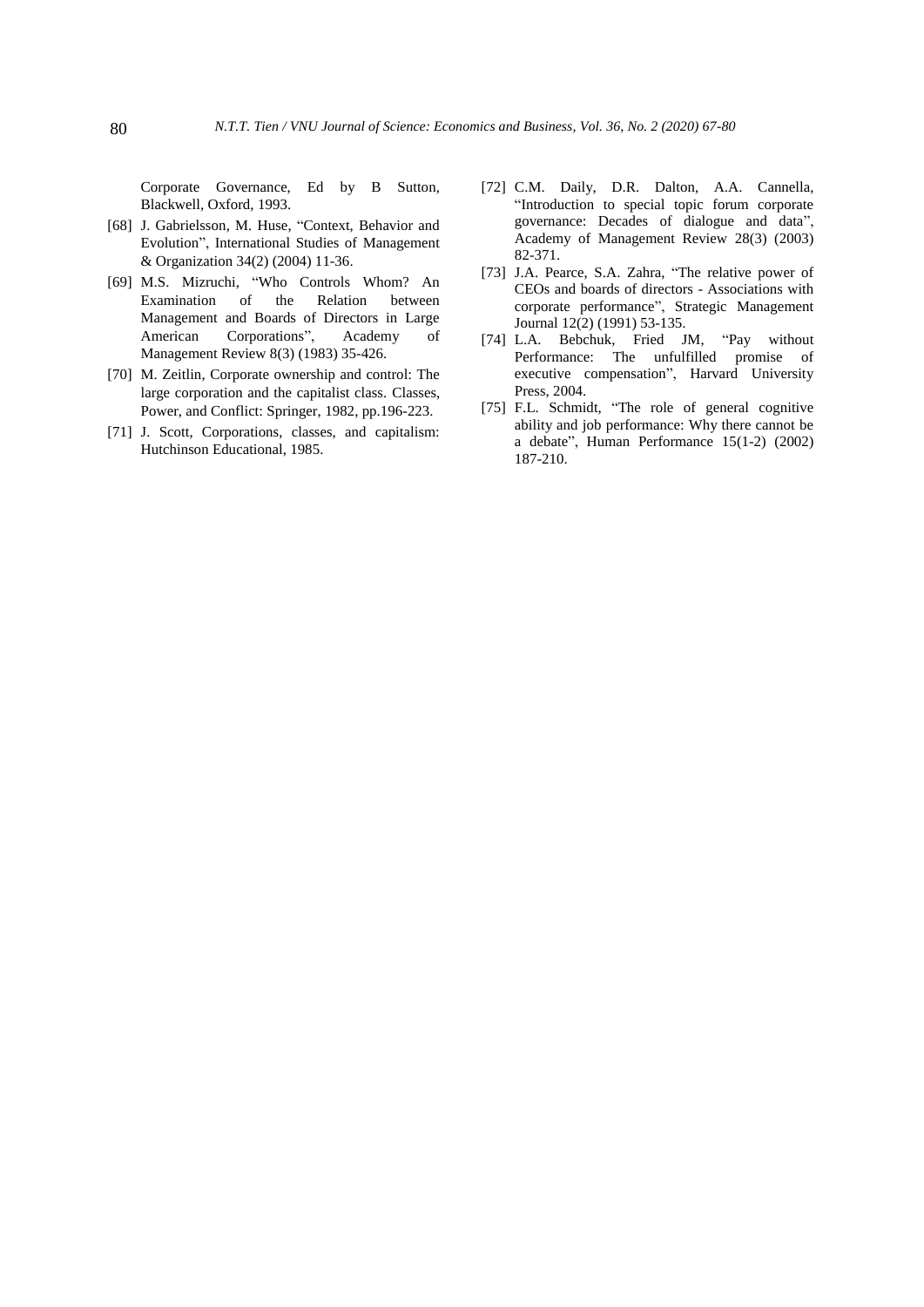Corporate Governance, Ed by B Sutton, Blackwell, Oxford, 1993.

[68] J. Gabrielsson, M. Huse, "Context, Behavior and Evolution", International Studies of Management & Organization 34(2) (2004) 11-36.

[69] M.S. Mizruchi, "Who Controls Whom? An Examination of the Relation between Management and Boards of Directors in Large American Corporations", Academy of Management Review 8(3) (1983) 35-426.

[70] M. Zeitlin, Corporate ownership and control: The large corporation and the capitalist class. Classes, Power, and Conflict: Springer, 1982, pp.196-223.

[71] J. Scott, Corporations, classes, and capitalism: Hutchinson Educational, 1985.

[72] C.M. Daily, D.R. Dalton, A.A. Cannella, "Introduction to special topic forum corporate governance: Decades of dialogue and data", Academy of Management Review 28(3) (2003) 82-371.

[73] J.A. Pearce, S.A. Zahra, "The relative power of CEOs and boards of directors - Associations with corporate performance", Strategic Management Journal 12(2) (1991) 53-135.

[74] L.A. Bebchuk, Fried JM, "Pay without Performance: The unfulfilled promise of executive compensation", Harvard University Press, 2004.

[75] F.L. Schmidt, "The role of general cognitive ability and job performance: Why there cannot be a debate", Human Performance 15(1-2) (2002) 187-210.